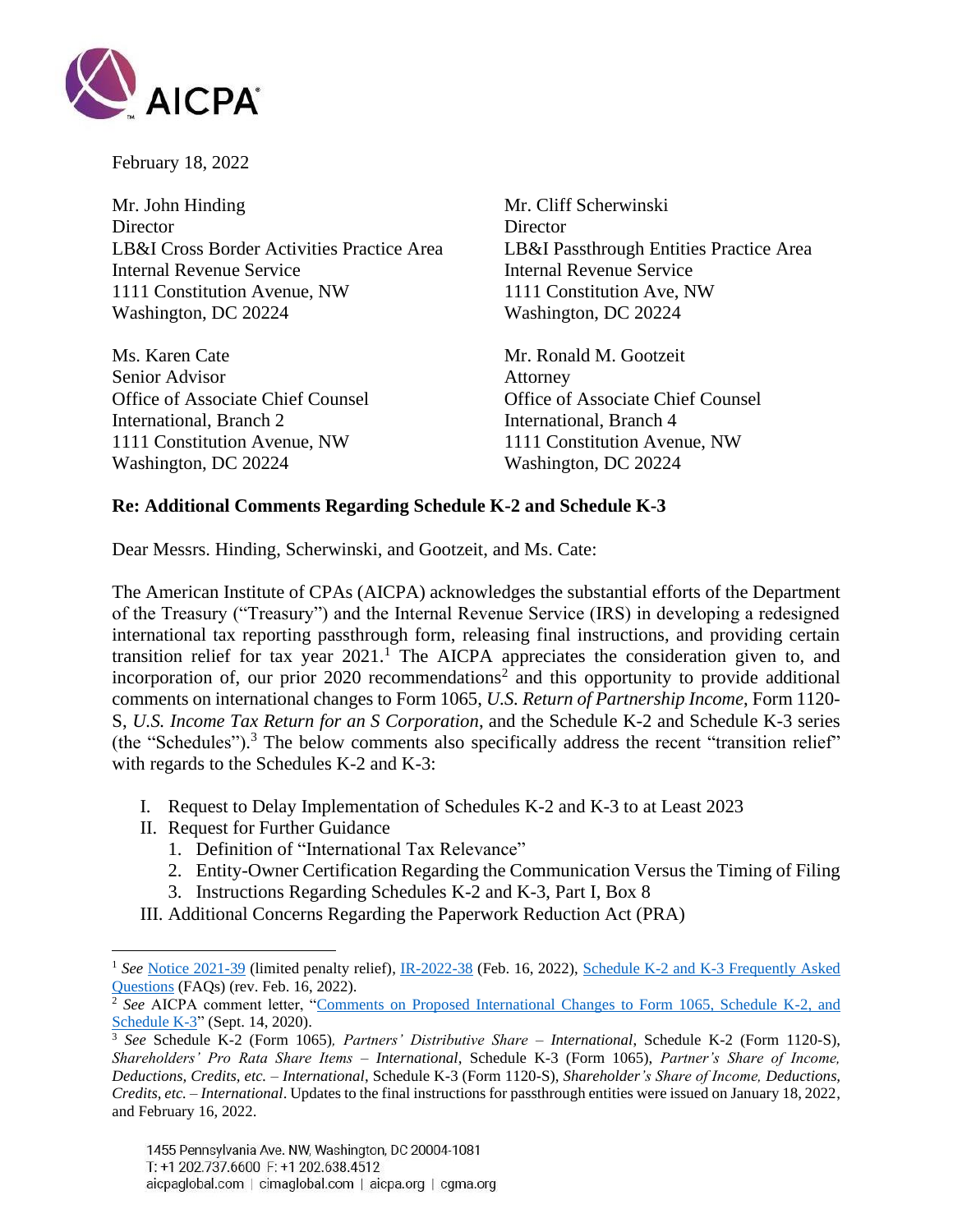February 18, 2022

Mr. John Hinding
Director
LB&I Cross Border Activities Practice Area
Internal Revenue Service
1111 Constitution Avenue, NW
Washington, DC 20224

Mr. Cliff Scherwinski
Director
LB&I Passthrough Entities Practice Area
Internal Revenue Service
1111 Constitution Ave, NW
Washington, DC 20224

Ms. Karen Cate
Senior Advisor
Office of Associate Chief Counsel
International, Branch 2
1111 Constitution Avenue, NW
Washington, DC 20224

Mr. Ronald M. Gootzeit
Attorney
Office of Associate Chief Counsel
International, Branch 4
1111 Constitution Avenue, NW
Washington, DC 20224

**Re: Additional Comments Regarding Schedule K-2 and Schedule K-3**

Dear Messrs. Hinding, Scherwinski, and Gootzeit, and Ms. Cate:

The American Institute of CPAs (AICPA) acknowledges the substantial efforts of the Department of the Treasury ("Treasury") and the Internal Revenue Service (IRS) in developing a redesigned international tax reporting passthrough form, releasing final instructions, and providing certain transition relief for tax year 2021.[1] The AICPA appreciates the consideration given to, and incorporation of, our prior 2020 recommendations[2] and this opportunity to provide additional comments on international changes to Form 1065, *U.S. Return of Partnership Income*, Form 1120-S, *U.S. Income Tax Return for an S Corporation*, and the Schedule K-2 and Schedule K-3 series (the "Schedules").[3] The below comments also specifically address the recent "transition relief" with regards to the Schedules K-2 and K-3:

I. Request to Delay Implementation of Schedules K-2 and K-3 to at Least 2023
II. Request for Further Guidance
   1. Definition of "International Tax Relevance"
   2. Entity-Owner Certification Regarding the Communication Versus the Timing of Filing
   3. Instructions Regarding Schedules K-2 and K-3, Part I, Box 8
III. Additional Concerns Regarding the Paperwork Reduction Act (PRA)

---

[1] *See* Notice 2021-39 (limited penalty relief), IR-2022-38 (Feb. 16, 2022), Schedule K-2 and K-3 Frequently Asked Questions (FAQs) (rev. Feb. 16, 2022).

[2] *See* AICPA comment letter, "Comments on Proposed International Changes to Form 1065, Schedule K-2, and Schedule K-3" (Sept. 14, 2020).

[3] *See* Schedule K-2 (Form 1065)*, Partners' Distributive Share – International*, Schedule K-2 (Form 1120-S), *Shareholders' Pro Rata Share Items – International*, Schedule K-3 (Form 1065), *Partner's Share of Income, Deductions, Credits, etc. – International*, Schedule K-3 (Form 1120-S), *Shareholder's Share of Income, Deductions, Credits, etc. – International*. Updates to the final instructions for passthrough entities were issued on January 18, 2022, and February 16, 2022.

1455 Pennsylvania Ave. NW, Washington, DC 20004-1081
T: +1 202.737.6600 F: +1 202.638.4512
aicpaglobal.com | cimaglobal.com | aicpa.org | cgma.org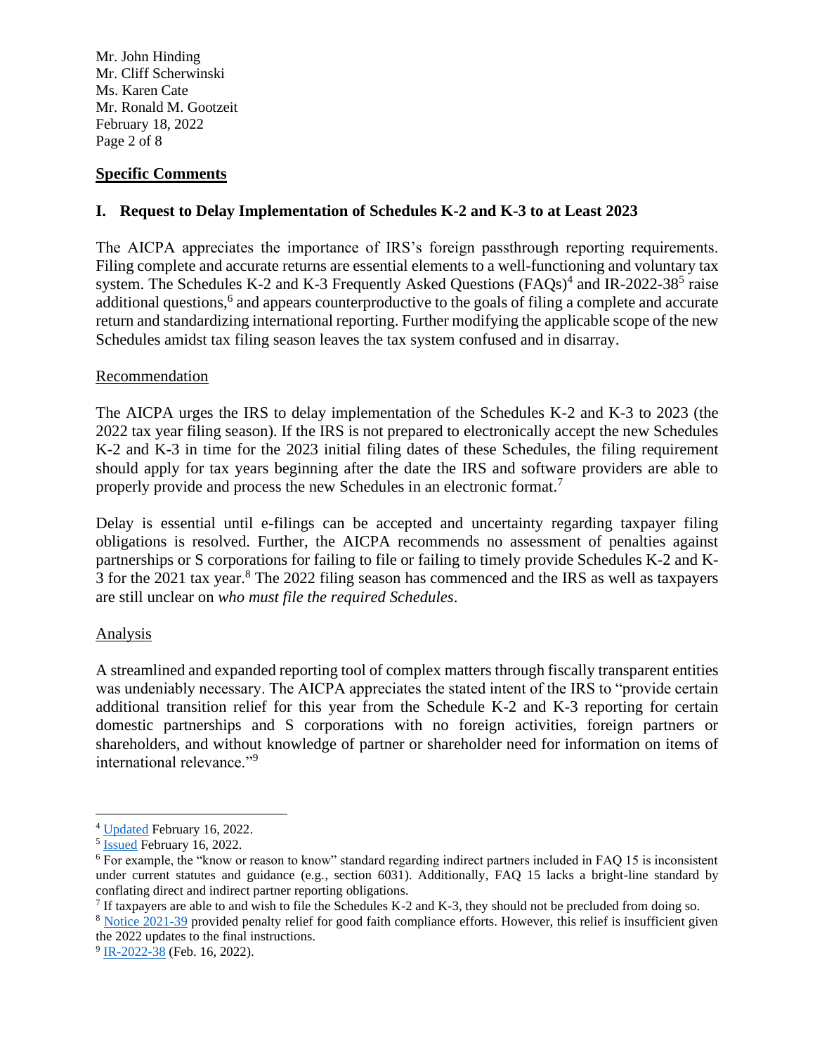## Specific Comments

### I. Request to Delay Implementation of Schedules K-2 and K-3 to at Least 2023

The AICPA appreciates the importance of IRS's foreign passthrough reporting requirements. Filing complete and accurate returns are essential elements to a well-functioning and voluntary tax system. The Schedules K-2 and K-3 Frequently Asked Questions (FAQs)[4] and IR-2022-38[5] raise additional questions,[6] and appears counterproductive to the goals of filing a complete and accurate return and standardizing international reporting. Further modifying the applicable scope of the new Schedules amidst tax filing season leaves the tax system confused and in disarray.

Recommendation

The AICPA urges the IRS to delay implementation of the Schedules K-2 and K-3 to 2023 (the 2022 tax year filing season). If the IRS is not prepared to electronically accept the new Schedules K-2 and K-3 in time for the 2023 initial filing dates of these Schedules, the filing requirement should apply for tax years beginning after the date the IRS and software providers are able to properly provide and process the new Schedules in an electronic format.[7]

Delay is essential until e-filings can be accepted and uncertainty regarding taxpayer filing obligations is resolved. Further, the AICPA recommends no assessment of penalties against partnerships or S corporations for failing to file or failing to timely provide Schedules K-2 and K-3 for the 2021 tax year.[8] The 2022 filing season has commenced and the IRS as well as taxpayers are still unclear on *who must file the required Schedules*.

Analysis

A streamlined and expanded reporting tool of complex matters through fiscally transparent entities was undeniably necessary. The AICPA appreciates the stated intent of the IRS to "provide certain additional transition relief for this year from the Schedule K-2 and K-3 reporting for certain domestic partnerships and S corporations with no foreign activities, foreign partners or shareholders, and without knowledge of partner or shareholder need for information on items of international relevance."[9]

---

[4] Updated February 16, 2022.

[5] Issued February 16, 2022.

[6] For example, the "know or reason to know" standard regarding indirect partners included in FAQ 15 is inconsistent under current statutes and guidance (e.g., section 6031). Additionally, FAQ 15 lacks a bright-line standard by conflating direct and indirect partner reporting obligations.

[7] If taxpayers are able to and wish to file the Schedules K-2 and K-3, they should not be precluded from doing so.

[8] Notice 2021-39 provided penalty relief for good faith compliance efforts. However, this relief is insufficient given the 2022 updates to the final instructions.

[9] IR-2022-38 (Feb. 16, 2022).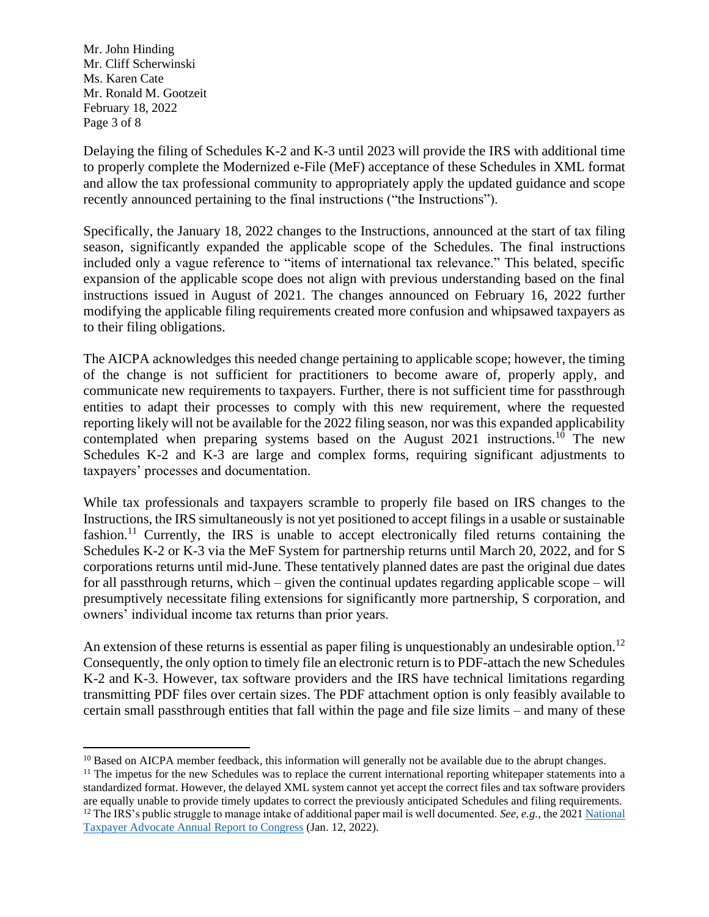Delaying the filing of Schedules K-2 and K-3 until 2023 will provide the IRS with additional time to properly complete the Modernized e-File (MeF) acceptance of these Schedules in XML format and allow the tax professional community to appropriately apply the updated guidance and scope recently announced pertaining to the final instructions ("the Instructions").

Specifically, the January 18, 2022 changes to the Instructions, announced at the start of tax filing season, significantly expanded the applicable scope of the Schedules. The final instructions included only a vague reference to "items of international tax relevance." This belated, specific expansion of the applicable scope does not align with previous understanding based on the final instructions issued in August of 2021. The changes announced on February 16, 2022 further modifying the applicable filing requirements created more confusion and whipsawed taxpayers as to their filing obligations.

The AICPA acknowledges this needed change pertaining to applicable scope; however, the timing of the change is not sufficient for practitioners to become aware of, properly apply, and communicate new requirements to taxpayers. Further, there is not sufficient time for passthrough entities to adapt their processes to comply with this new requirement, where the requested reporting likely will not be available for the 2022 filing season, nor was this expanded applicability contemplated when preparing systems based on the August 2021 instructions.[10] The new Schedules K-2 and K-3 are large and complex forms, requiring significant adjustments to taxpayers' processes and documentation.

While tax professionals and taxpayers scramble to properly file based on IRS changes to the Instructions, the IRS simultaneously is not yet positioned to accept filings in a usable or sustainable fashion.[11] Currently, the IRS is unable to accept electronically filed returns containing the Schedules K-2 or K-3 via the MeF System for partnership returns until March 20, 2022, and for S corporations returns until mid-June. These tentatively planned dates are past the original due dates for all passthrough returns, which – given the continual updates regarding applicable scope – will presumptively necessitate filing extensions for significantly more partnership, S corporation, and owners' individual income tax returns than prior years.

An extension of these returns is essential as paper filing is unquestionably an undesirable option.[12] Consequently, the only option to timely file an electronic return is to PDF-attach the new Schedules K-2 and K-3. However, tax software providers and the IRS have technical limitations regarding transmitting PDF files over certain sizes. The PDF attachment option is only feasibly available to certain small passthrough entities that fall within the page and file size limits – and many of these

---

[10] Based on AICPA member feedback, this information will generally not be available due to the abrupt changes.

[11] The impetus for the new Schedules was to replace the current international reporting whitepaper statements into a standardized format. However, the delayed XML system cannot yet accept the correct files and tax software providers are equally unable to provide timely updates to correct the previously anticipated Schedules and filing requirements.

[12] The IRS's public struggle to manage intake of additional paper mail is well documented. *See, e.g.*, the 2021 National Taxpayer Advocate Annual Report to Congress (Jan. 12, 2022).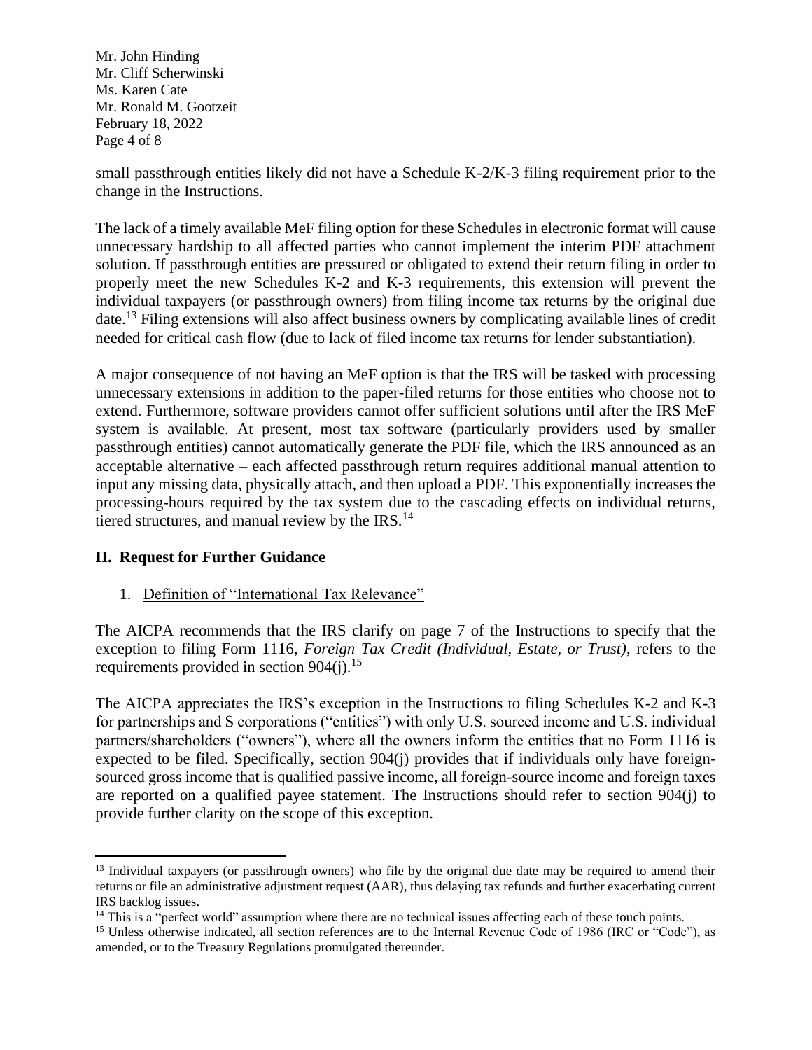small passthrough entities likely did not have a Schedule K-2/K-3 filing requirement prior to the change in the Instructions.

The lack of a timely available MeF filing option for these Schedules in electronic format will cause unnecessary hardship to all affected parties who cannot implement the interim PDF attachment solution. If passthrough entities are pressured or obligated to extend their return filing in order to properly meet the new Schedules K-2 and K-3 requirements, this extension will prevent the individual taxpayers (or passthrough owners) from filing income tax returns by the original due date.[13] Filing extensions will also affect business owners by complicating available lines of credit needed for critical cash flow (due to lack of filed income tax returns for lender substantiation).

A major consequence of not having an MeF option is that the IRS will be tasked with processing unnecessary extensions in addition to the paper-filed returns for those entities who choose not to extend. Furthermore, software providers cannot offer sufficient solutions until after the IRS MeF system is available. At present, most tax software (particularly providers used by smaller passthrough entities) cannot automatically generate the PDF file, which the IRS announced as an acceptable alternative – each affected passthrough return requires additional manual attention to input any missing data, physically attach, and then upload a PDF. This exponentially increases the processing-hours required by the tax system due to the cascading effects on individual returns, tiered structures, and manual review by the IRS.[14]

## II. Request for Further Guidance

1. <u>Definition of "International Tax Relevance"</u>

The AICPA recommends that the IRS clarify on page 7 of the Instructions to specify that the exception to filing Form 1116, *Foreign Tax Credit (Individual, Estate, or Trust)*, refers to the requirements provided in section 904(j).[15]

The AICPA appreciates the IRS's exception in the Instructions to filing Schedules K-2 and K-3 for partnerships and S corporations ("entities") with only U.S. sourced income and U.S. individual partners/shareholders ("owners"), where all the owners inform the entities that no Form 1116 is expected to be filed. Specifically, section 904(j) provides that if individuals only have foreign-sourced gross income that is qualified passive income, all foreign-source income and foreign taxes are reported on a qualified payee statement. The Instructions should refer to section 904(j) to provide further clarity on the scope of this exception.

---

[13] Individual taxpayers (or passthrough owners) who file by the original due date may be required to amend their returns or file an administrative adjustment request (AAR), thus delaying tax refunds and further exacerbating current IRS backlog issues.

[14] This is a "perfect world" assumption where there are no technical issues affecting each of these touch points.

[15] Unless otherwise indicated, all section references are to the Internal Revenue Code of 1986 (IRC or "Code"), as amended, or to the Treasury Regulations promulgated thereunder.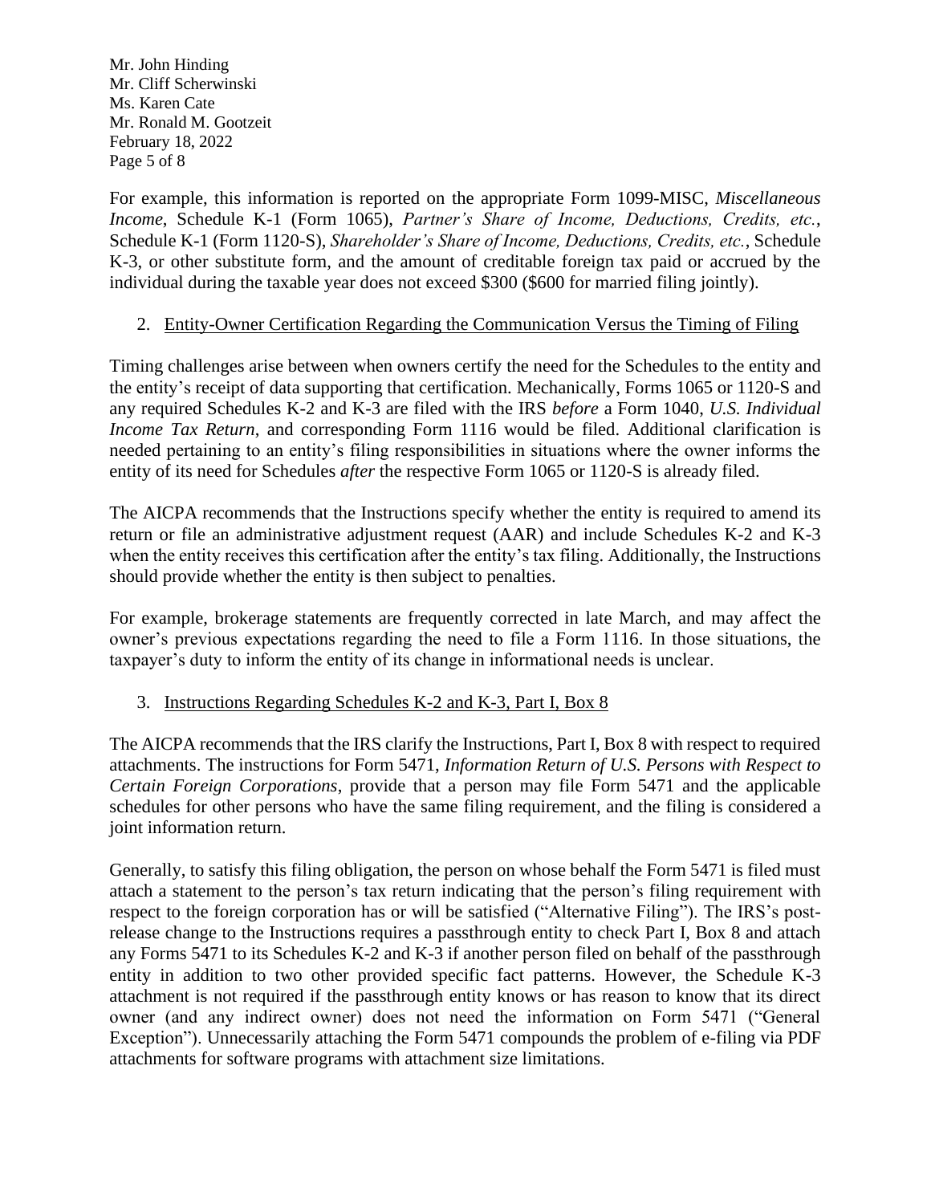For example, this information is reported on the appropriate Form 1099-MISC, *Miscellaneous Income*, Schedule K-1 (Form 1065), *Partner's Share of Income, Deductions, Credits, etc.*, Schedule K-1 (Form 1120-S), *Shareholder's Share of Income, Deductions, Credits, etc.*, Schedule K-3, or other substitute form, and the amount of creditable foreign tax paid or accrued by the individual during the taxable year does not exceed $300 ($600 for married filing jointly).

2. <u>Entity-Owner Certification Regarding the Communication Versus the Timing of Filing</u>

Timing challenges arise between when owners certify the need for the Schedules to the entity and the entity's receipt of data supporting that certification. Mechanically, Forms 1065 or 1120-S and any required Schedules K-2 and K-3 are filed with the IRS *before* a Form 1040, *U.S. Individual Income Tax Return*, and corresponding Form 1116 would be filed. Additional clarification is needed pertaining to an entity's filing responsibilities in situations where the owner informs the entity of its need for Schedules *after* the respective Form 1065 or 1120-S is already filed.

The AICPA recommends that the Instructions specify whether the entity is required to amend its return or file an administrative adjustment request (AAR) and include Schedules K-2 and K-3 when the entity receives this certification after the entity's tax filing. Additionally, the Instructions should provide whether the entity is then subject to penalties.

For example, brokerage statements are frequently corrected in late March, and may affect the owner's previous expectations regarding the need to file a Form 1116. In those situations, the taxpayer's duty to inform the entity of its change in informational needs is unclear.

3. <u>Instructions Regarding Schedules K-2 and K-3, Part I, Box 8</u>

The AICPA recommends that the IRS clarify the Instructions, Part I, Box 8 with respect to required attachments. The instructions for Form 5471, *Information Return of U.S. Persons with Respect to Certain Foreign Corporations*, provide that a person may file Form 5471 and the applicable schedules for other persons who have the same filing requirement, and the filing is considered a joint information return.

Generally, to satisfy this filing obligation, the person on whose behalf the Form 5471 is filed must attach a statement to the person's tax return indicating that the person's filing requirement with respect to the foreign corporation has or will be satisfied ("Alternative Filing"). The IRS's post-release change to the Instructions requires a passthrough entity to check Part I, Box 8 and attach any Forms 5471 to its Schedules K-2 and K-3 if another person filed on behalf of the passthrough entity in addition to two other provided specific fact patterns. However, the Schedule K-3 attachment is not required if the passthrough entity knows or has reason to know that its direct owner (and any indirect owner) does not need the information on Form 5471 ("General Exception"). Unnecessarily attaching the Form 5471 compounds the problem of e-filing via PDF attachments for software programs with attachment size limitations.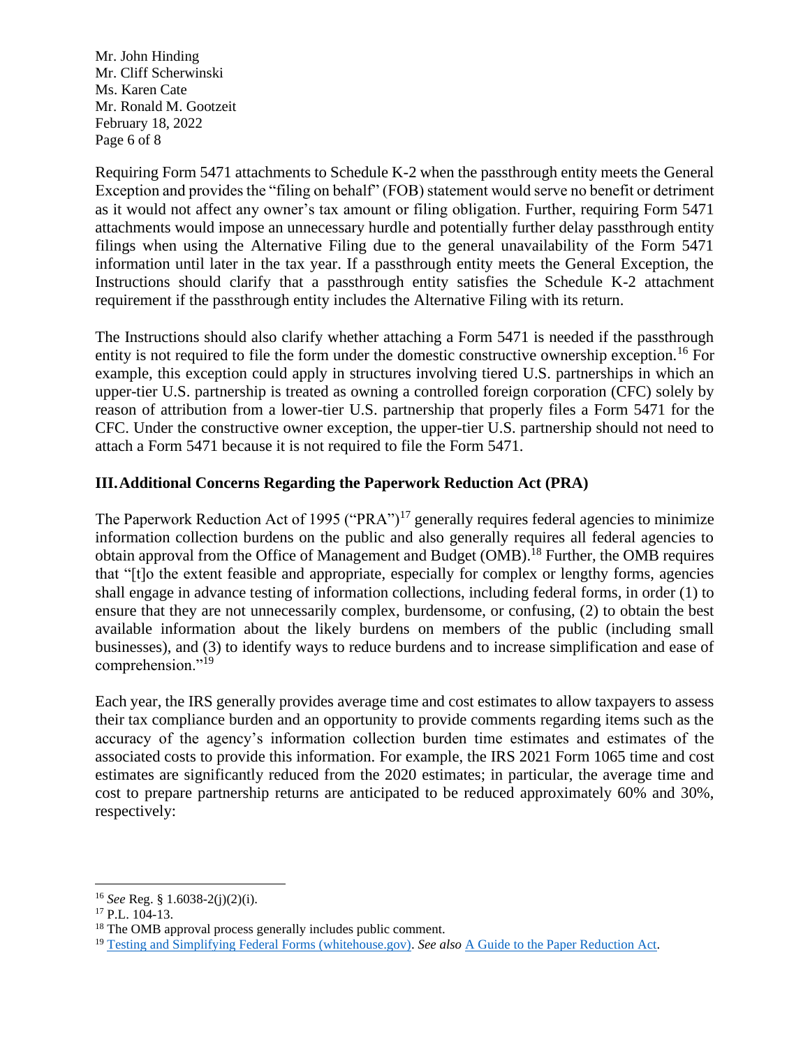Requiring Form 5471 attachments to Schedule K-2 when the passthrough entity meets the General Exception and provides the "filing on behalf" (FOB) statement would serve no benefit or detriment as it would not affect any owner's tax amount or filing obligation. Further, requiring Form 5471 attachments would impose an unnecessary hurdle and potentially further delay passthrough entity filings when using the Alternative Filing due to the general unavailability of the Form 5471 information until later in the tax year. If a passthrough entity meets the General Exception, the Instructions should clarify that a passthrough entity satisfies the Schedule K-2 attachment requirement if the passthrough entity includes the Alternative Filing with its return.

The Instructions should also clarify whether attaching a Form 5471 is needed if the passthrough entity is not required to file the form under the domestic constructive ownership exception.[16] For example, this exception could apply in structures involving tiered U.S. partnerships in which an upper-tier U.S. partnership is treated as owning a controlled foreign corporation (CFC) solely by reason of attribution from a lower-tier U.S. partnership that properly files a Form 5471 for the CFC. Under the constructive owner exception, the upper-tier U.S. partnership should not need to attach a Form 5471 because it is not required to file the Form 5471.

## III. Additional Concerns Regarding the Paperwork Reduction Act (PRA)

The Paperwork Reduction Act of 1995 ("PRA")[17] generally requires federal agencies to minimize information collection burdens on the public and also generally requires all federal agencies to obtain approval from the Office of Management and Budget (OMB).[18] Further, the OMB requires that "[t]o the extent feasible and appropriate, especially for complex or lengthy forms, agencies shall engage in advance testing of information collections, including federal forms, in order (1) to ensure that they are not unnecessarily complex, burdensome, or confusing, (2) to obtain the best available information about the likely burdens on members of the public (including small businesses), and (3) to identify ways to reduce burdens and to increase simplification and ease of comprehension."[19]

Each year, the IRS generally provides average time and cost estimates to allow taxpayers to assess their tax compliance burden and an opportunity to provide comments regarding items such as the accuracy of the agency's information collection burden time estimates and estimates of the associated costs to provide this information. For example, the IRS 2021 Form 1065 time and cost estimates are significantly reduced from the 2020 estimates; in particular, the average time and cost to prepare partnership returns are anticipated to be reduced approximately 60% and 30%, respectively:

---

[16] *See* Reg. § 1.6038-2(j)(2)(i).

[17] P.L. 104-13.

[18] The OMB approval process generally includes public comment.

[19] Testing and Simplifying Federal Forms (whitehouse.gov). *See also* A Guide to the Paper Reduction Act.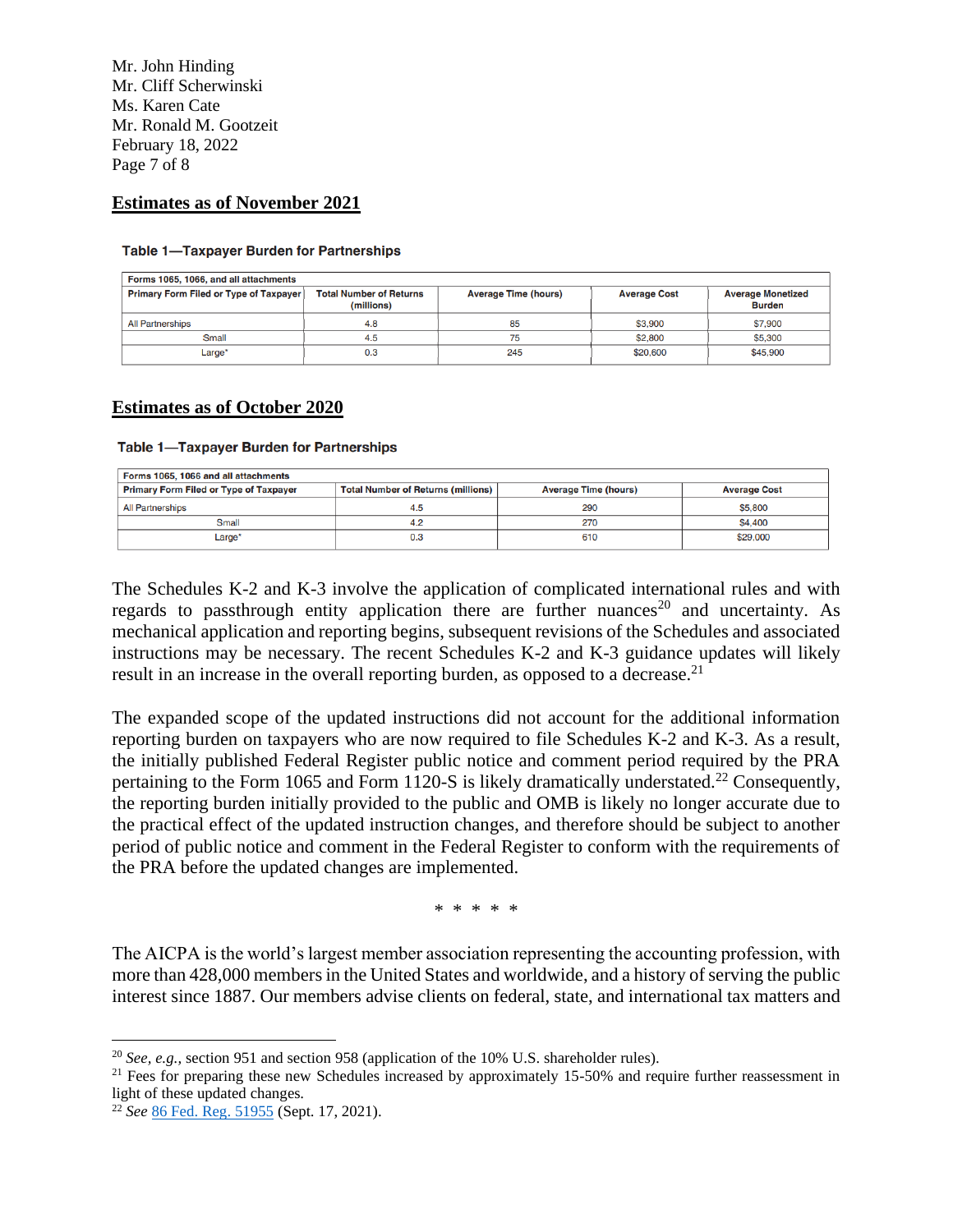## Estimates as of November 2021

**Table 1—Taxpayer Burden for Partnerships**

| Forms 1065, 1066, and all attachments | | | | |
|---|---|---|---|---|
| **Primary Form Filed or Type of Taxpayer** | **Total Number of Returns (millions)** | **Average Time (hours)** | **Average Cost** | **Average Monetized Burden** |
| All Partnerships | 4.8 | 85 | $3,900 | $7,900 |
| Small | 4.5 | 75 | $2,800 | $5,300 |
| Large* | 0.3 | 245 | $20,600 | $45,900 |

## Estimates as of October 2020

**Table 1—Taxpayer Burden for Partnerships**

| Forms 1065, 1066 and all attachments | | | |
|---|---|---|---|
| **Primary Form Filed or Type of Taxpayer** | **Total Number of Returns (millions)** | **Average Time (hours)** | **Average Cost** |
| All Partnerships | 4.5 | 290 | $5,800 |
| Small | 4.2 | 270 | $4,400 |
| Large* | 0.3 | 610 | $29,000 |

The Schedules K-2 and K-3 involve the application of complicated international rules and with regards to passthrough entity application there are further nuances[20] and uncertainty. As mechanical application and reporting begins, subsequent revisions of the Schedules and associated instructions may be necessary. The recent Schedules K-2 and K-3 guidance updates will likely result in an increase in the overall reporting burden, as opposed to a decrease.[21]

The expanded scope of the updated instructions did not account for the additional information reporting burden on taxpayers who are now required to file Schedules K-2 and K-3. As a result, the initially published Federal Register public notice and comment period required by the PRA pertaining to the Form 1065 and Form 1120-S is likely dramatically understated.[22] Consequently, the reporting burden initially provided to the public and OMB is likely no longer accurate due to the practical effect of the updated instruction changes, and therefore should be subject to another period of public notice and comment in the Federal Register to conform with the requirements of the PRA before the updated changes are implemented.

\* \* \* \* \*

The AICPA is the world's largest member association representing the accounting profession, with more than 428,000 members in the United States and worldwide, and a history of serving the public interest since 1887. Our members advise clients on federal, state, and international tax matters and

---

[20] *See, e.g.,* section 951 and section 958 (application of the 10% U.S. shareholder rules).

[21] Fees for preparing these new Schedules increased by approximately 15-50% and require further reassessment in light of these updated changes.

[22] *See* 86 Fed. Reg. 51955 (Sept. 17, 2021).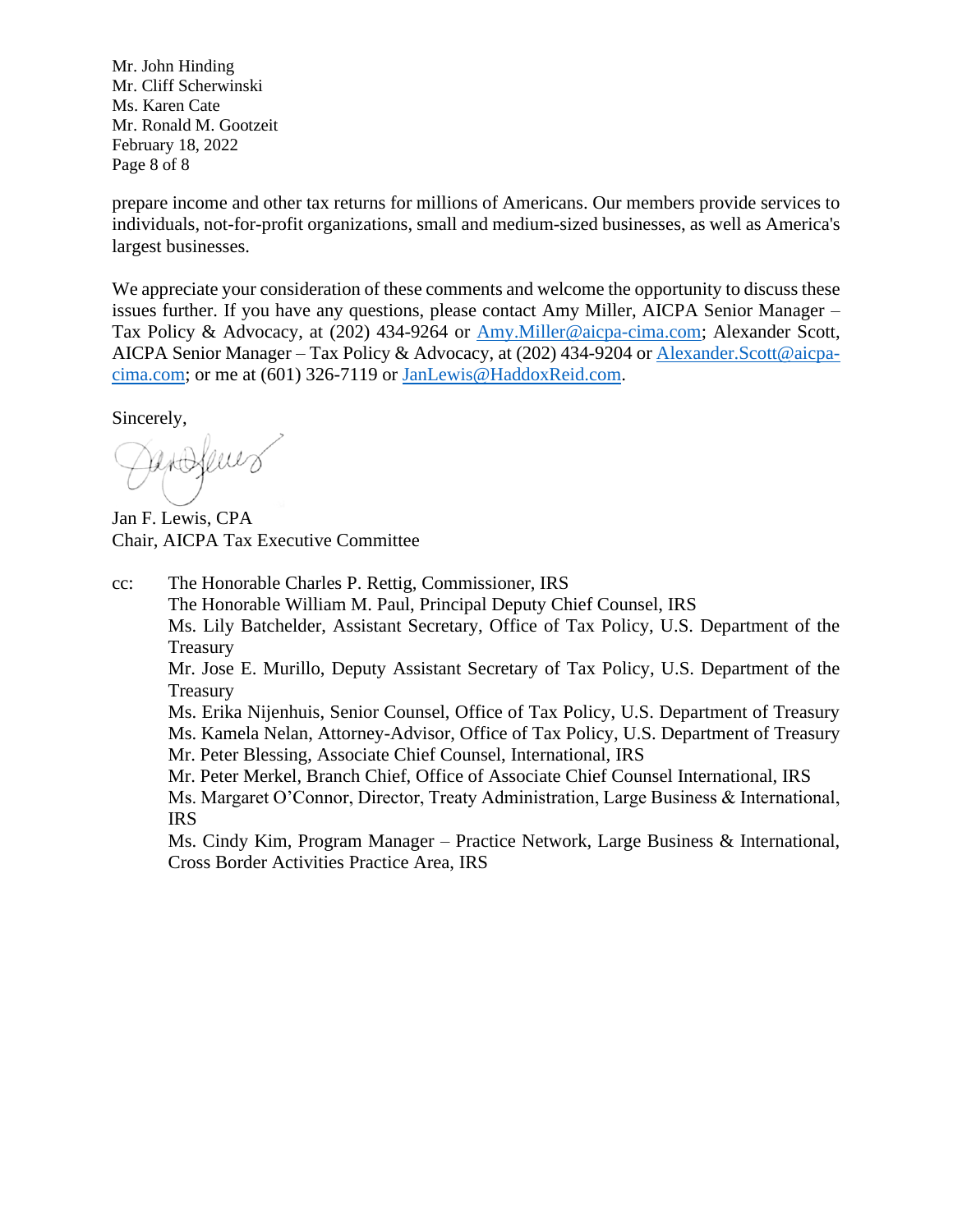prepare income and other tax returns for millions of Americans. Our members provide services to individuals, not-for-profit organizations, small and medium-sized businesses, as well as America's largest businesses.

We appreciate your consideration of these comments and welcome the opportunity to discuss these issues further. If you have any questions, please contact Amy Miller, AICPA Senior Manager – Tax Policy & Advocacy, at (202) 434-9264 or Amy.Miller@aicpa-cima.com; Alexander Scott, AICPA Senior Manager – Tax Policy & Advocacy, at (202) 434-9204 or Alexander.Scott@aicpa-cima.com; or me at (601) 326-7119 or JanLewis@HaddoxReid.com.

Sincerely,

Jan F. Lewis, CPA
Chair, AICPA Tax Executive Committee

cc: The Honorable Charles P. Rettig, Commissioner, IRS
The Honorable William M. Paul, Principal Deputy Chief Counsel, IRS
Ms. Lily Batchelder, Assistant Secretary, Office of Tax Policy, U.S. Department of the Treasury
Mr. Jose E. Murillo, Deputy Assistant Secretary of Tax Policy, U.S. Department of the Treasury
Ms. Erika Nijenhuis, Senior Counsel, Office of Tax Policy, U.S. Department of Treasury
Ms. Kamela Nelan, Attorney-Advisor, Office of Tax Policy, U.S. Department of Treasury
Mr. Peter Blessing, Associate Chief Counsel, International, IRS
Mr. Peter Merkel, Branch Chief, Office of Associate Chief Counsel International, IRS
Ms. Margaret O'Connor, Director, Treaty Administration, Large Business & International, IRS
Ms. Cindy Kim, Program Manager – Practice Network, Large Business & International, Cross Border Activities Practice Area, IRS